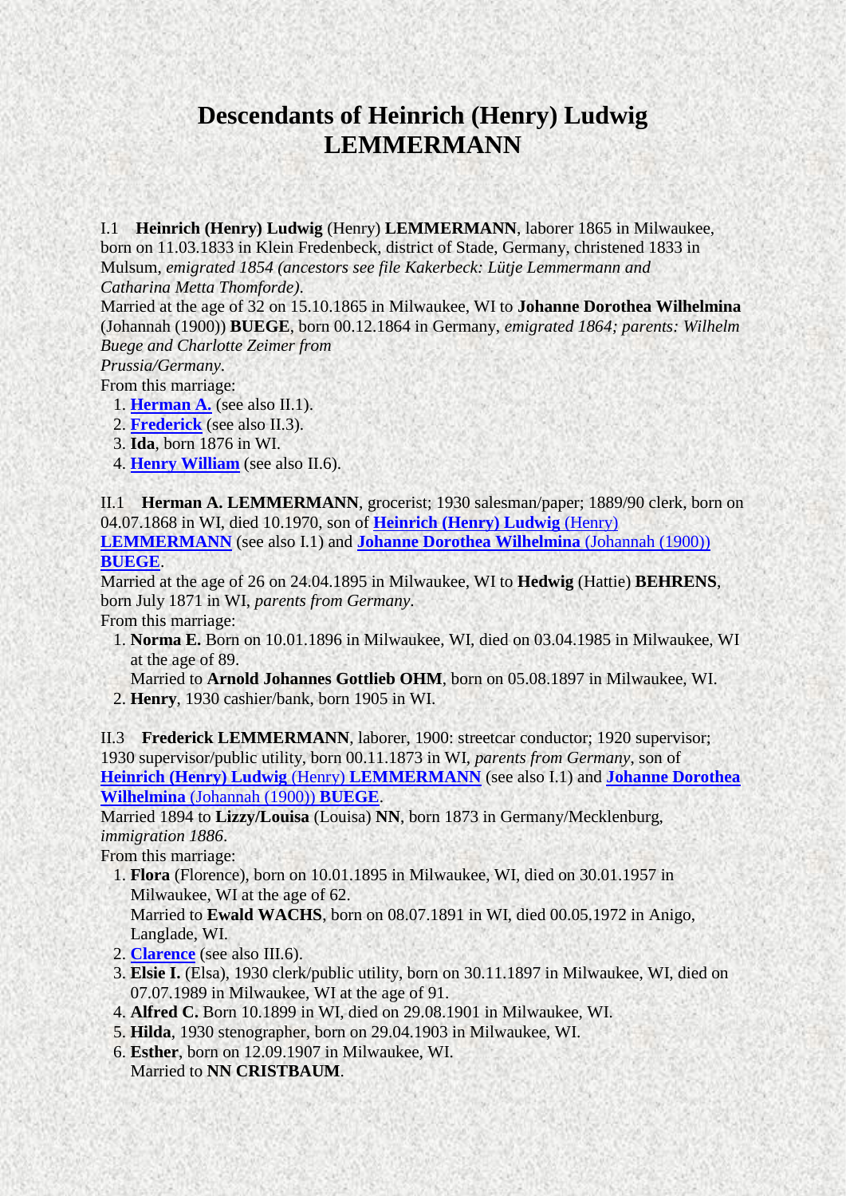# Descendants of Heinrich (Henry) Ludwig LEMMERMANN

I.1 **Heinrich (Henry) Ludwig** (Henry) **LEMMERMANN**, laborer 1865 in Milwaukee, born on 11.03.1833 in Klein Fredenbeck, district of Stade, Germany, christened 1833 in Mulsum, *emigrated 1854 (ancestors see file Kakerbeck: Lütje Lemmermann and Catharina Metta Thomforde)*.
Married at the age of 32 on 15.10.1865 in Milwaukee, WI to **Johanne Dorothea Wilhelmina** (Johannah (1900)) **BUEGE**, born 00.12.1864 in Germany, *emigrated 1864; parents: Wilhelm Buege and Charlotte Zeimer from Prussia/Germany*.
From this marriage:

1. **Herman A.** (see also II.1).
2. **Frederick** (see also II.3).
3. **Ida**, born 1876 in WI.
4. **Henry William** (see also II.6).

II.1 **Herman A. LEMMERMANN**, grocerist; 1930 salesman/paper; 1889/90 clerk, born on 04.07.1868 in WI, died 10.1970, son of **Heinrich (Henry) Ludwig** (Henry) **LEMMERMANN** (see also I.1) and **Johanne Dorothea Wilhelmina** (Johannah (1900)) **BUEGE**.
Married at the age of 26 on 24.04.1895 in Milwaukee, WI to **Hedwig** (Hattie) **BEHRENS**, born July 1871 in WI, *parents from Germany*.
From this marriage:

1. **Norma E.** Born on 10.01.1896 in Milwaukee, WI, died on 03.04.1985 in Milwaukee, WI at the age of 89.
   Married to **Arnold Johannes Gottlieb OHM**, born on 05.08.1897 in Milwaukee, WI.
2. **Henry**, 1930 cashier/bank, born 1905 in WI.

II.3 **Frederick LEMMERMANN**, laborer, 1900: streetcar conductor; 1920 supervisor; 1930 supervisor/public utility, born 00.11.1873 in WI, *parents from Germany*, son of **Heinrich (Henry) Ludwig** (Henry) **LEMMERMANN** (see also I.1) and **Johanne Dorothea Wilhelmina** (Johannah (1900)) **BUEGE**.
Married 1894 to **Lizzy/Louisa** (Louisa) **NN**, born 1873 in Germany/Mecklenburg, *immigration 1886*.
From this marriage:

1. **Flora** (Florence), born on 10.01.1895 in Milwaukee, WI, died on 30.01.1957 in Milwaukee, WI at the age of 62.
   Married to **Ewald WACHS**, born on 08.07.1891 in WI, died 00.05.1972 in Anigo, Langlade, WI.
2. **Clarence** (see also III.6).
3. **Elsie I.** (Elsa), 1930 clerk/public utility, born on 30.11.1897 in Milwaukee, WI, died on 07.07.1989 in Milwaukee, WI at the age of 91.
4. **Alfred C.** Born 10.1899 in WI, died on 29.08.1901 in Milwaukee, WI.
5. **Hilda**, 1930 stenographer, born on 29.04.1903 in Milwaukee, WI.
6. **Esther**, born on 12.09.1907 in Milwaukee, WI.
   Married to **NN CRISTBAUM**.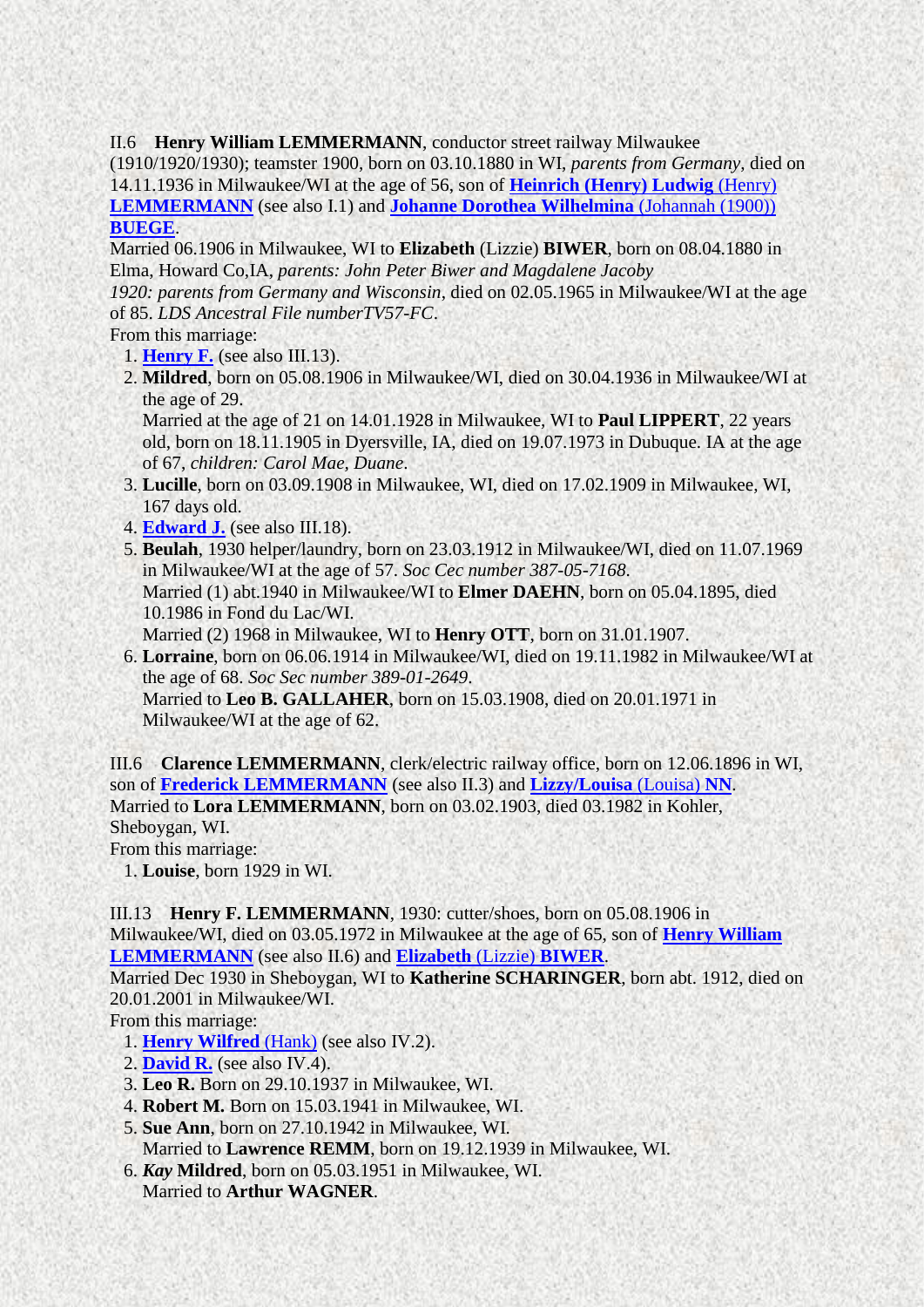II.6 **Henry William LEMMERMANN**, conductor street railway Milwaukee (1910/1920/1930); teamster 1900, born on 03.10.1880 in WI, *parents from Germany*, died on 14.11.1936 in Milwaukee/WI at the age of 56, son of **Heinrich (Henry) Ludwig** (Henry) **LEMMERMANN** (see also I.1) and **Johanne Dorothea Wilhelmina** (Johannah (1900)) **BUEGE**.
Married 06.1906 in Milwaukee, WI to **Elizabeth** (Lizzie) **BIWER**, born on 08.04.1880 in Elma, Howard Co,IA, *parents: John Peter Biwer and Magdalene Jacoby*
*1920: parents from Germany and Wisconsin*, died on 02.05.1965 in Milwaukee/WI at the age of 85. *LDS Ancestral File numberTV57-FC*.
From this marriage:

1. **Henry F.** (see also III.13).
2. **Mildred**, born on 05.08.1906 in Milwaukee/WI, died on 30.04.1936 in Milwaukee/WI at the age of 29.
   Married at the age of 21 on 14.01.1928 in Milwaukee, WI to **Paul LIPPERT**, 22 years old, born on 18.11.1905 in Dyersville, IA, died on 19.07.1973 in Dubuque. IA at the age of 67, *children: Carol Mae, Duane*.
3. **Lucille**, born on 03.09.1908 in Milwaukee, WI, died on 17.02.1909 in Milwaukee, WI, 167 days old.
4. **Edward J.** (see also III.18).
5. **Beulah**, 1930 helper/laundry, born on 23.03.1912 in Milwaukee/WI, died on 11.07.1969 in Milwaukee/WI at the age of 57. *Soc Cec number 387-05-7168*.
   Married (1) abt.1940 in Milwaukee/WI to **Elmer DAEHN**, born on 05.04.1895, died 10.1986 in Fond du Lac/WI.
   Married (2) 1968 in Milwaukee, WI to **Henry OTT**, born on 31.01.1907.
6. **Lorraine**, born on 06.06.1914 in Milwaukee/WI, died on 19.11.1982 in Milwaukee/WI at the age of 68. *Soc Sec number 389-01-2649*.
   Married to **Leo B. GALLAHER**, born on 15.03.1908, died on 20.01.1971 in Milwaukee/WI at the age of 62.

III.6 **Clarence LEMMERMANN**, clerk/electric railway office, born on 12.06.1896 in WI, son of **Frederick LEMMERMANN** (see also II.3) and **Lizzy/Louisa** (Louisa) **NN**.
Married to **Lora LEMMERMANN**, born on 03.02.1903, died 03.1982 in Kohler, Sheboygan, WI.
From this marriage:

1. **Louise**, born 1929 in WI.

III.13 **Henry F. LEMMERMANN**, 1930: cutter/shoes, born on 05.08.1906 in Milwaukee/WI, died on 03.05.1972 in Milwaukee at the age of 65, son of **Henry William LEMMERMANN** (see also II.6) and **Elizabeth** (Lizzie) **BIWER**.
Married Dec 1930 in Sheboygan, WI to **Katherine SCHARINGER**, born abt. 1912, died on 20.01.2001 in Milwaukee/WI.
From this marriage:

1. **Henry Wilfred** (Hank) (see also IV.2).
2. **David R.** (see also IV.4).
3. **Leo R.** Born on 29.10.1937 in Milwaukee, WI.
4. **Robert M.** Born on 15.03.1941 in Milwaukee, WI.
5. **Sue Ann**, born on 27.10.1942 in Milwaukee, WI.
   Married to **Lawrence REMM**, born on 19.12.1939 in Milwaukee, WI.
6. ***Kay* Mildred**, born on 05.03.1951 in Milwaukee, WI.
   Married to **Arthur WAGNER**.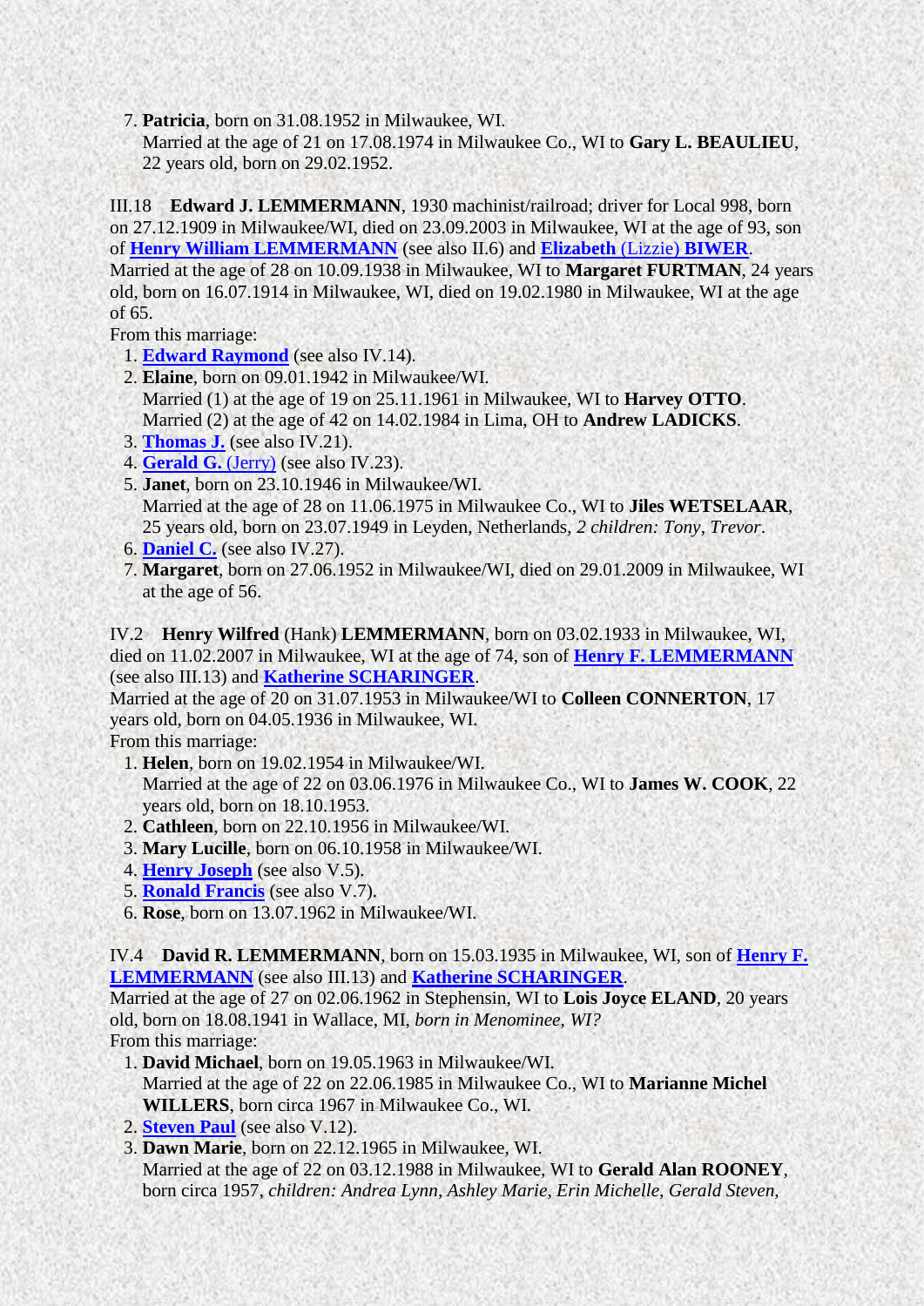7. **Patricia**, born on 31.08.1952 in Milwaukee, WI.
   Married at the age of 21 on 17.08.1974 in Milwaukee Co., WI to **Gary L. BEAULIEU**, 22 years old, born on 29.02.1952.

III.18 **Edward J. LEMMERMANN**, 1930 machinist/railroad; driver for Local 998, born on 27.12.1909 in Milwaukee/WI, died on 23.09.2003 in Milwaukee, WI at the age of 93, son of **Henry William LEMMERMANN** (see also II.6) and **Elizabeth** (Lizzie) **BIWER**.
Married at the age of 28 on 10.09.1938 in Milwaukee, WI to **Margaret FURTMAN**, 24 years old, born on 16.07.1914 in Milwaukee, WI, died on 19.02.1980 in Milwaukee, WI at the age of 65.
From this marriage:

1. **Edward Raymond** (see also IV.14).
2. **Elaine**, born on 09.01.1942 in Milwaukee/WI.
   Married (1) at the age of 19 on 25.11.1961 in Milwaukee, WI to **Harvey OTTO**.
   Married (2) at the age of 42 on 14.02.1984 in Lima, OH to **Andrew LADICKS**.
3. **Thomas J.** (see also IV.21).
4. **Gerald G.** (Jerry) (see also IV.23).
5. **Janet**, born on 23.10.1946 in Milwaukee/WI.
   Married at the age of 28 on 11.06.1975 in Milwaukee Co., WI to **Jiles WETSELAAR**, 25 years old, born on 23.07.1949 in Leyden, Netherlands, *2 children: Tony, Trevor*.
6. **Daniel C.** (see also IV.27).
7. **Margaret**, born on 27.06.1952 in Milwaukee/WI, died on 29.01.2009 in Milwaukee, WI at the age of 56.

IV.2 **Henry Wilfred** (Hank) **LEMMERMANN**, born on 03.02.1933 in Milwaukee, WI, died on 11.02.2007 in Milwaukee, WI at the age of 74, son of **Henry F. LEMMERMANN** (see also III.13) and **Katherine SCHARINGER**.
Married at the age of 20 on 31.07.1953 in Milwaukee/WI to **Colleen CONNERTON**, 17 years old, born on 04.05.1936 in Milwaukee, WI.
From this marriage:

1. **Helen**, born on 19.02.1954 in Milwaukee/WI.
   Married at the age of 22 on 03.06.1976 in Milwaukee Co., WI to **James W. COOK**, 22 years old, born on 18.10.1953.
2. **Cathleen**, born on 22.10.1956 in Milwaukee/WI.
3. **Mary Lucille**, born on 06.10.1958 in Milwaukee/WI.
4. **Henry Joseph** (see also V.5).
5. **Ronald Francis** (see also V.7).
6. **Rose**, born on 13.07.1962 in Milwaukee/WI.

IV.4 **David R. LEMMERMANN**, born on 15.03.1935 in Milwaukee, WI, son of **Henry F. LEMMERMANN** (see also III.13) and **Katherine SCHARINGER**.
Married at the age of 27 on 02.06.1962 in Stephensin, WI to **Lois Joyce ELAND**, 20 years old, born on 18.08.1941 in Wallace, MI, *born in Menominee, WI?*
From this marriage:

1. **David Michael**, born on 19.05.1963 in Milwaukee/WI.
   Married at the age of 22 on 22.06.1985 in Milwaukee Co., WI to **Marianne Michel WILLERS**, born circa 1967 in Milwaukee Co., WI.
2. **Steven Paul** (see also V.12).
3. **Dawn Marie**, born on 22.12.1965 in Milwaukee, WI.
   Married at the age of 22 on 03.12.1988 in Milwaukee, WI to **Gerald Alan ROONEY**, born circa 1957, *children: Andrea Lynn, Ashley Marie, Erin Michelle, Gerald Steven,*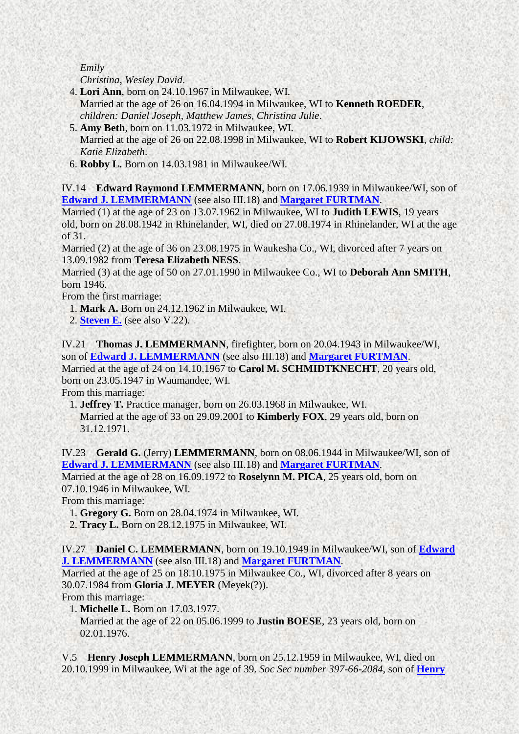*Emily*
*Christina*, *Wesley David*.

4. **Lori Ann**, born on 24.10.1967 in Milwaukee, WI.
   Married at the age of 26 on 16.04.1994 in Milwaukee, WI to **Kenneth ROEDER**, *children: Daniel Joseph, Matthew James, Christina Julie*.
5. **Amy Beth**, born on 11.03.1972 in Milwaukee, WI.
   Married at the age of 26 on 22.08.1998 in Milwaukee, WI to **Robert KIJOWSKI**, *child: Katie Elizabeth*.
6. **Robby L.** Born on 14.03.1981 in Milwaukee/WI.

IV.14 **Edward Raymond LEMMERMANN**, born on 17.06.1939 in Milwaukee/WI, son of **Edward J. LEMMERMANN** (see also III.18) and **Margaret FURTMAN**.
Married (1) at the age of 23 on 13.07.1962 in Milwaukee, WI to **Judith LEWIS**, 19 years old, born on 28.08.1942 in Rhinelander, WI, died on 27.08.1974 in Rhinelander, WI at the age of 31.
Married (2) at the age of 36 on 23.08.1975 in Waukesha Co., WI, divorced after 7 years on 13.09.1982 from **Teresa Elizabeth NESS**.
Married (3) at the age of 50 on 27.01.1990 in Milwaukee Co., WI to **Deborah Ann SMITH**, born 1946.
From the first marriage:

1. **Mark A.** Born on 24.12.1962 in Milwaukee, WI.
2. **Steven E.** (see also V.22).

IV.21 **Thomas J. LEMMERMANN**, firefighter, born on 20.04.1943 in Milwaukee/WI, son of **Edward J. LEMMERMANN** (see also III.18) and **Margaret FURTMAN**.
Married at the age of 24 on 14.10.1967 to **Carol M. SCHMIDTKNECHT**, 20 years old, born on 23.05.1947 in Waumandee, WI.
From this marriage:

1. **Jeffrey T.** Practice manager, born on 26.03.1968 in Milwaukee, WI.
   Married at the age of 33 on 29.09.2001 to **Kimberly FOX**, 29 years old, born on 31.12.1971.

IV.23 **Gerald G.** (Jerry) **LEMMERMANN**, born on 08.06.1944 in Milwaukee/WI, son of **Edward J. LEMMERMANN** (see also III.18) and **Margaret FURTMAN**.
Married at the age of 28 on 16.09.1972 to **Roselynn M. PICA**, 25 years old, born on 07.10.1946 in Milwaukee, WI.
From this marriage:

1. **Gregory G.** Born on 28.04.1974 in Milwaukee, WI.
2. **Tracy L.** Born on 28.12.1975 in Milwaukee, WI.

IV.27 **Daniel C. LEMMERMANN**, born on 19.10.1949 in Milwaukee/WI, son of **Edward J. LEMMERMANN** (see also III.18) and **Margaret FURTMAN**.
Married at the age of 25 on 18.10.1975 in Milwaukee Co., WI, divorced after 8 years on 30.07.1984 from **Gloria J. MEYER** (Meyek(?)).
From this marriage:

1. **Michelle L.** Born on 17.03.1977.
   Married at the age of 22 on 05.06.1999 to **Justin BOESE**, 23 years old, born on 02.01.1976.

V.5 **Henry Joseph LEMMERMANN**, born on 25.12.1959 in Milwaukee, WI, died on 20.10.1999 in Milwaukee, Wi at the age of 39. *Soc Sec number 397-66-2084*, son of **Henry**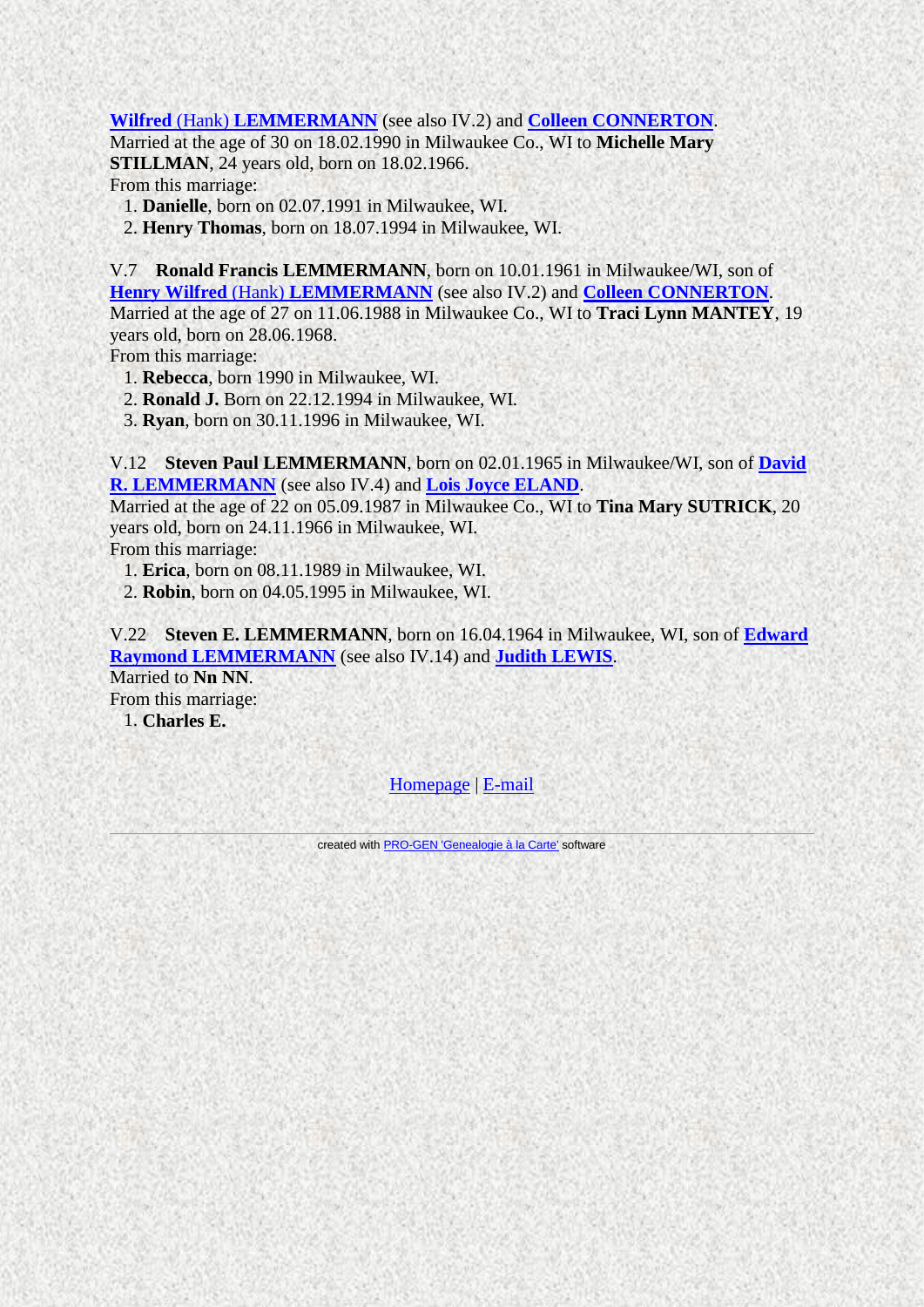**Wilfred** (Hank) **LEMMERMANN** (see also IV.2) and **Colleen CONNERTON**.
Married at the age of 30 on 18.02.1990 in Milwaukee Co., WI to **Michelle Mary STILLMAN**, 24 years old, born on 18.02.1966.
From this marriage:

1. **Danielle**, born on 02.07.1991 in Milwaukee, WI.
2. **Henry Thomas**, born on 18.07.1994 in Milwaukee, WI.

V.7 **Ronald Francis LEMMERMANN**, born on 10.01.1961 in Milwaukee/WI, son of **Henry Wilfred** (Hank) **LEMMERMANN** (see also IV.2) and **Colleen CONNERTON**.
Married at the age of 27 on 11.06.1988 in Milwaukee Co., WI to **Traci Lynn MANTEY**, 19 years old, born on 28.06.1968.
From this marriage:

1. **Rebecca**, born 1990 in Milwaukee, WI.
2. **Ronald J.** Born on 22.12.1994 in Milwaukee, WI.
3. **Ryan**, born on 30.11.1996 in Milwaukee, WI.

V.12 **Steven Paul LEMMERMANN**, born on 02.01.1965 in Milwaukee/WI, son of **David R. LEMMERMANN** (see also IV.4) and **Lois Joyce ELAND**.
Married at the age of 22 on 05.09.1987 in Milwaukee Co., WI to **Tina Mary SUTRICK**, 20 years old, born on 24.11.1966 in Milwaukee, WI.
From this marriage:

1. **Erica**, born on 08.11.1989 in Milwaukee, WI.
2. **Robin**, born on 04.05.1995 in Milwaukee, WI.

V.22 **Steven E. LEMMERMANN**, born on 16.04.1964 in Milwaukee, WI, son of **Edward Raymond LEMMERMANN** (see also IV.14) and **Judith LEWIS**.
Married to **Nn NN**.
From this marriage:

1. **Charles E.**

Homepage | E-mail

created with PRO-GEN 'Genealogie à la Carte' software